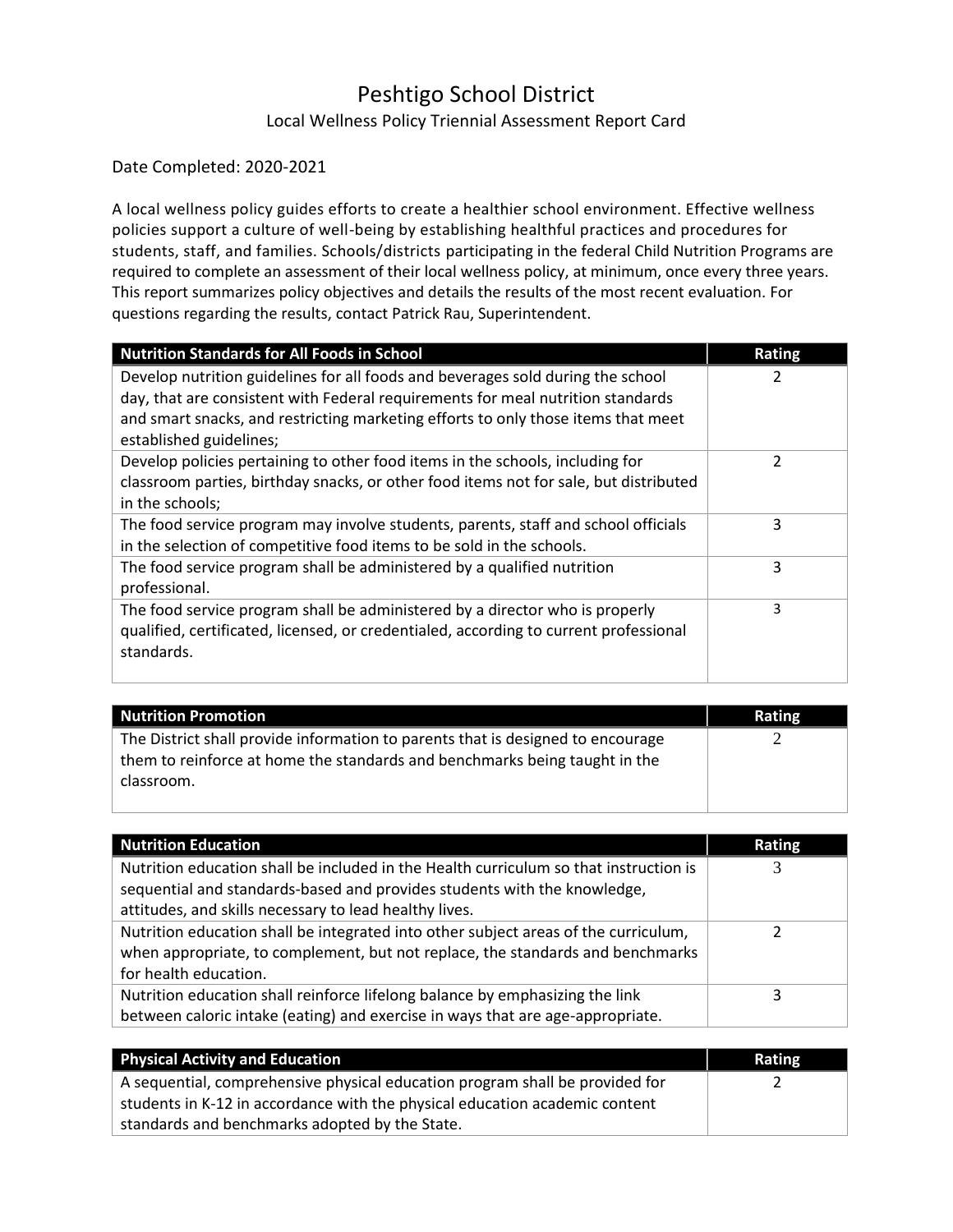# Peshtigo School District

## Local Wellness Policy Triennial Assessment Report Card

Date Completed: 2020-2021

A local wellness policy guides efforts to create a healthier school environment. Effective wellness policies support a culture of well-being by establishing healthful practices and procedures for students, staff, and families. Schools/districts participating in the federal Child Nutrition Programs are required to complete an assessment of their local wellness policy, at minimum, once every three years. This report summarizes policy objectives and details the results of the most recent evaluation. For questions regarding the results, contact Patrick Rau, Superintendent.

| Nutrition Standards for All Foods in School | Rating |
| --- | --- |
| Develop nutrition guidelines for all foods and beverages sold during the school day, that are consistent with Federal requirements for meal nutrition standards and smart snacks, and restricting marketing efforts to only those items that meet established guidelines; | 2 |
| Develop policies pertaining to other food items in the schools, including for classroom parties, birthday snacks, or other food items not for sale, but distributed in the schools; | 2 |
| The food service program may involve students, parents, staff and school officials in the selection of competitive food items to be sold in the schools. | 3 |
| The food service program shall be administered by a qualified nutrition professional. | 3 |
| The food service program shall be administered by a director who is properly qualified, certificated, licensed, or credentialed, according to current professional standards. | 3 |

| Nutrition Promotion | Rating |
| --- | --- |
| The District shall provide information to parents that is designed to encourage them to reinforce at home the standards and benchmarks being taught in the classroom. | 2 |

| Nutrition Education | Rating |
| --- | --- |
| Nutrition education shall be included in the Health curriculum so that instruction is sequential and standards-based and provides students with the knowledge, attitudes, and skills necessary to lead healthy lives. | 3 |
| Nutrition education shall be integrated into other subject areas of the curriculum, when appropriate, to complement, but not replace, the standards and benchmarks for health education. | 2 |
| Nutrition education shall reinforce lifelong balance by emphasizing the link between caloric intake (eating) and exercise in ways that are age-appropriate. | 3 |

| Physical Activity and Education | Rating |
| --- | --- |
| A sequential, comprehensive physical education program shall be provided for students in K-12 in accordance with the physical education academic content standards and benchmarks adopted by the State. | 2 |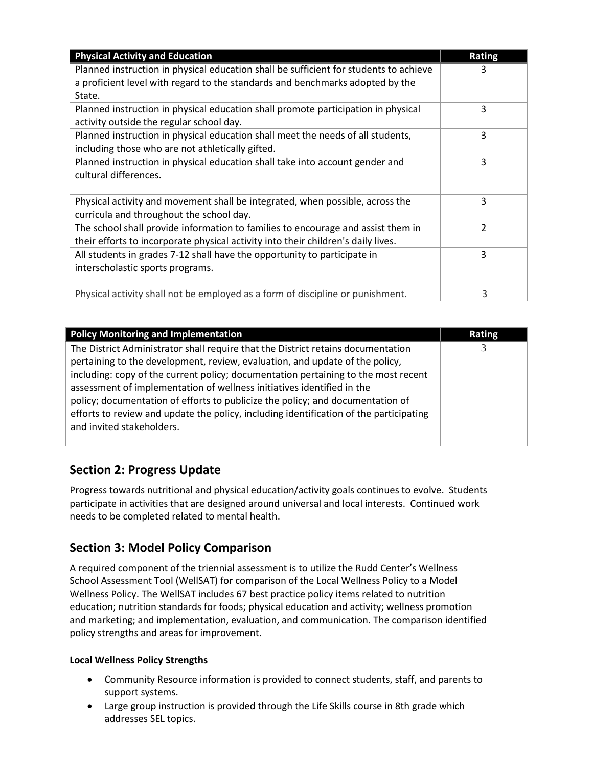| Physical Activity and Education | Rating |
| --- | --- |
| Planned instruction in physical education shall be sufficient for students to achieve a proficient level with regard to the standards and benchmarks adopted by the State. | 3 |
| Planned instruction in physical education shall promote participation in physical activity outside the regular school day. | 3 |
| Planned instruction in physical education shall meet the needs of all students, including those who are not athletically gifted. | 3 |
| Planned instruction in physical education shall take into account gender and cultural differences. | 3 |
| Physical activity and movement shall be integrated, when possible, across the curricula and throughout the school day. | 3 |
| The school shall provide information to families to encourage and assist them in their efforts to incorporate physical activity into their children's daily lives. | 2 |
| All students in grades 7-12 shall have the opportunity to participate in interscholastic sports programs. | 3 |
| Physical activity shall not be employed as a form of discipline or punishment. | 3 |

| Policy Monitoring and Implementation | Rating |
| --- | --- |
| The District Administrator shall require that the District retains documentation pertaining to the development, review, evaluation, and update of the policy, including: copy of the current policy; documentation pertaining to the most recent assessment of implementation of wellness initiatives identified in the policy; documentation of efforts to publicize the policy; and documentation of efforts to review and update the policy, including identification of the participating and invited stakeholders. | 3 |

## Section 2: Progress Update

Progress towards nutritional and physical education/activity goals continues to evolve. Students participate in activities that are designed around universal and local interests. Continued work needs to be completed related to mental health.

## Section 3: Model Policy Comparison

A required component of the triennial assessment is to utilize the Rudd Center's Wellness School Assessment Tool (WellSAT) for comparison of the Local Wellness Policy to a Model Wellness Policy. The WellSAT includes 67 best practice policy items related to nutrition education; nutrition standards for foods; physical education and activity; wellness promotion and marketing; and implementation, evaluation, and communication. The comparison identified policy strengths and areas for improvement.

**Local Wellness Policy Strengths**

- Community Resource information is provided to connect students, staff, and parents to support systems.
- Large group instruction is provided through the Life Skills course in 8th grade which addresses SEL topics.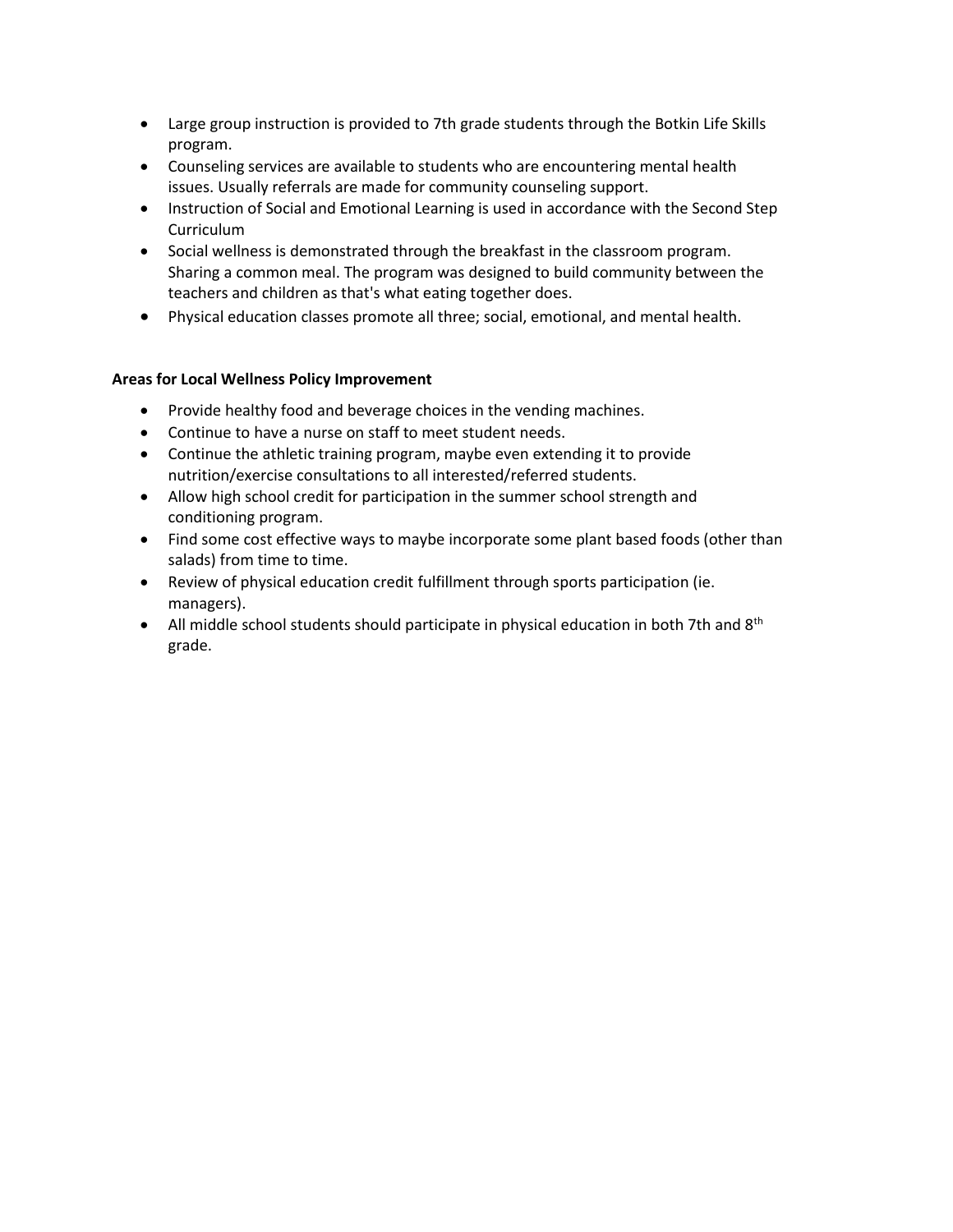- Large group instruction is provided to 7th grade students through the Botkin Life Skills program.
- Counseling services are available to students who are encountering mental health issues. Usually referrals are made for community counseling support.
- Instruction of Social and Emotional Learning is used in accordance with the Second Step Curriculum
- Social wellness is demonstrated through the breakfast in the classroom program. Sharing a common meal. The program was designed to build community between the teachers and children as that's what eating together does.
- Physical education classes promote all three; social, emotional, and mental health.

**Areas for Local Wellness Policy Improvement**

- Provide healthy food and beverage choices in the vending machines.
- Continue to have a nurse on staff to meet student needs.
- Continue the athletic training program, maybe even extending it to provide nutrition/exercise consultations to all interested/referred students.
- Allow high school credit for participation in the summer school strength and conditioning program.
- Find some cost effective ways to maybe incorporate some plant based foods (other than salads) from time to time.
- Review of physical education credit fulfillment through sports participation (ie. managers).
- All middle school students should participate in physical education in both 7th and 8th grade.